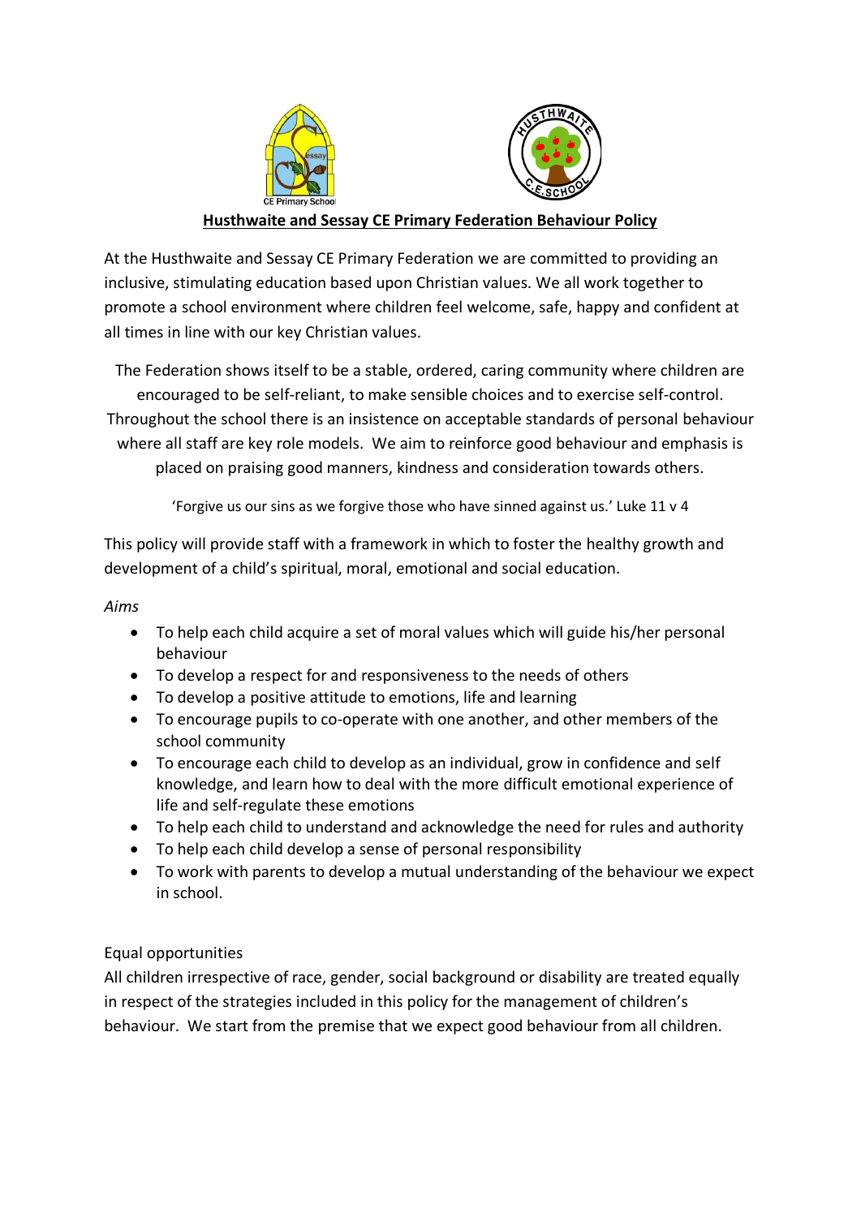# Husthwaite and Sessay CE Primary Federation Behaviour Policy

At the Husthwaite and Sessay CE Primary Federation we are committed to providing an inclusive, stimulating education based upon Christian values. We all work together to promote a school environment where children feel welcome, safe, happy and confident at all times in line with our key Christian values.

The Federation shows itself to be a stable, ordered, caring community where children are encouraged to be self-reliant, to make sensible choices and to exercise self-control. Throughout the school there is an insistence on acceptable standards of personal behaviour where all staff are key role models. We aim to reinforce good behaviour and emphasis is placed on praising good manners, kindness and consideration towards others.

'Forgive us our sins as we forgive those who have sinned against us.' Luke 11 v 4

This policy will provide staff with a framework in which to foster the healthy growth and development of a child's spiritual, moral, emotional and social education.

*Aims*

- To help each child acquire a set of moral values which will guide his/her personal behaviour
- To develop a respect for and responsiveness to the needs of others
- To develop a positive attitude to emotions, life and learning
- To encourage pupils to co-operate with one another, and other members of the school community
- To encourage each child to develop as an individual, grow in confidence and self knowledge, and learn how to deal with the more difficult emotional experience of life and self-regulate these emotions
- To help each child to understand and acknowledge the need for rules and authority
- To help each child develop a sense of personal responsibility
- To work with parents to develop a mutual understanding of the behaviour we expect in school.

Equal opportunities

All children irrespective of race, gender, social background or disability are treated equally in respect of the strategies included in this policy for the management of children's behaviour. We start from the premise that we expect good behaviour from all children.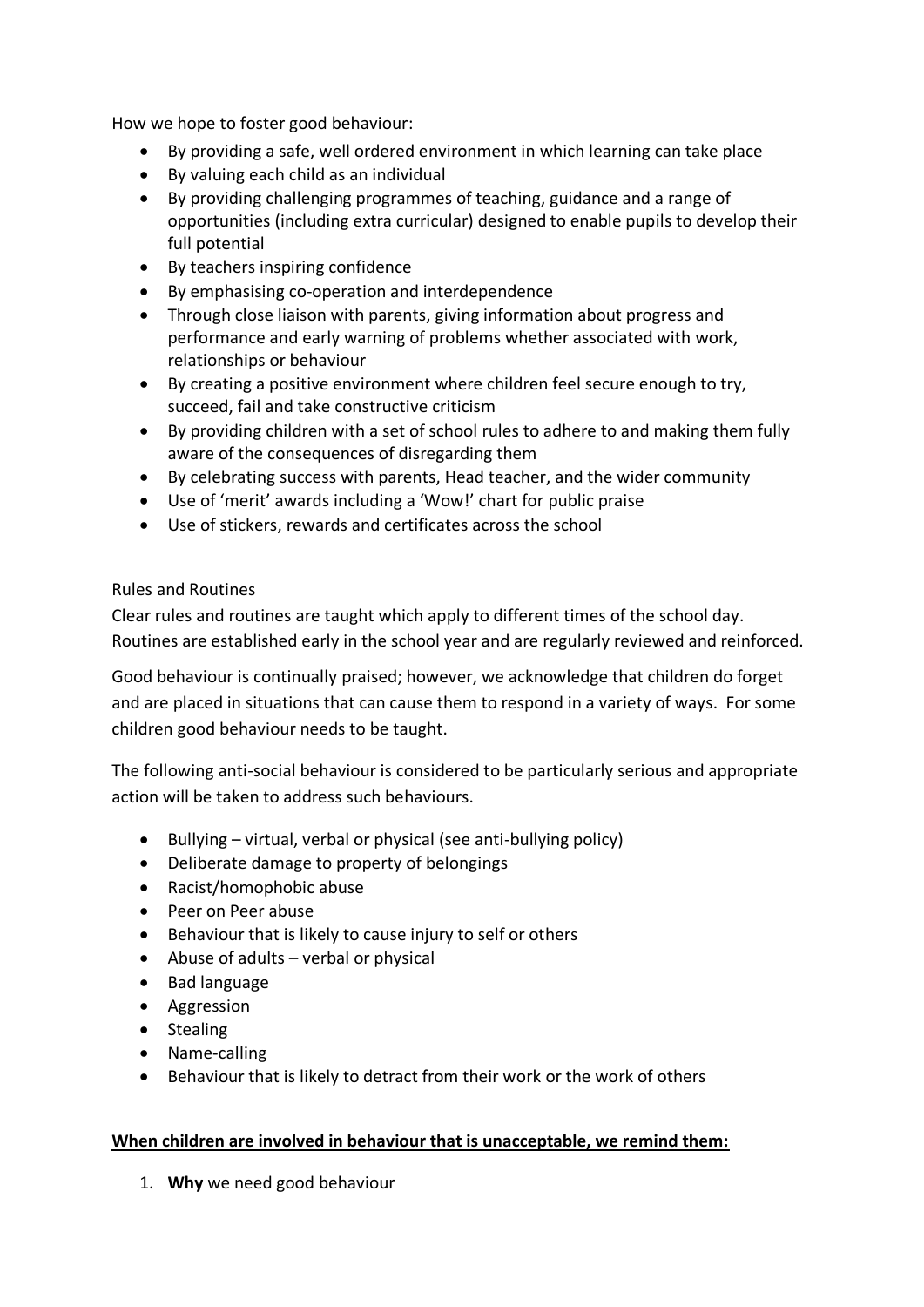How we hope to foster good behaviour:

- By providing a safe, well ordered environment in which learning can take place
- By valuing each child as an individual
- By providing challenging programmes of teaching, guidance and a range of opportunities (including extra curricular) designed to enable pupils to develop their full potential
- By teachers inspiring confidence
- By emphasising co-operation and interdependence
- Through close liaison with parents, giving information about progress and performance and early warning of problems whether associated with work, relationships or behaviour
- By creating a positive environment where children feel secure enough to try, succeed, fail and take constructive criticism
- By providing children with a set of school rules to adhere to and making them fully aware of the consequences of disregarding them
- By celebrating success with parents, Head teacher, and the wider community
- Use of 'merit' awards including a 'Wow!' chart for public praise
- Use of stickers, rewards and certificates across the school

Rules and Routines

Clear rules and routines are taught which apply to different times of the school day. Routines are established early in the school year and are regularly reviewed and reinforced.

Good behaviour is continually praised; however, we acknowledge that children do forget and are placed in situations that can cause them to respond in a variety of ways. For some children good behaviour needs to be taught.

The following anti-social behaviour is considered to be particularly serious and appropriate action will be taken to address such behaviours.

- Bullying – virtual, verbal or physical (see anti-bullying policy)
- Deliberate damage to property of belongings
- Racist/homophobic abuse
- Peer on Peer abuse
- Behaviour that is likely to cause injury to self or others
- Abuse of adults – verbal or physical
- Bad language
- Aggression
- Stealing
- Name-calling
- Behaviour that is likely to detract from their work or the work of others

**When children are involved in behaviour that is unacceptable, we remind them:**

1. **Why** we need good behaviour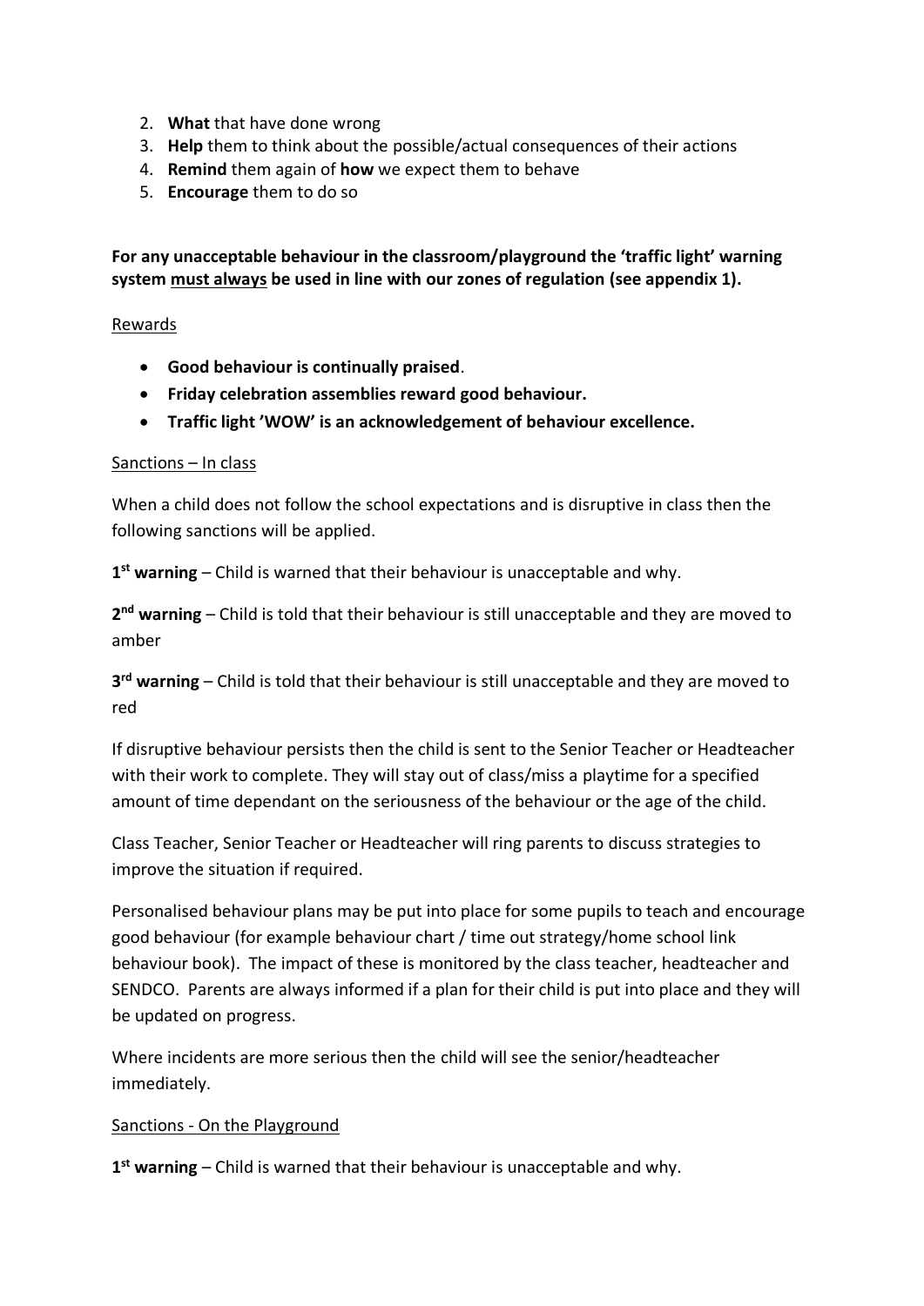2. **What** that have done wrong
3. **Help** them to think about the possible/actual consequences of their actions
4. **Remind** them again of **how** we expect them to behave
5. **Encourage** them to do so

**For any unacceptable behaviour in the classroom/playground the 'traffic light' warning system <u>must always</u> be used in line with our zones of regulation (see appendix 1).**

<u>Rewards</u>

- **Good behaviour is continually praised**.
- **Friday celebration assemblies reward good behaviour.**
- **Traffic light 'WOW' is an acknowledgement of behaviour excellence.**

<u>Sanctions – In class</u>

When a child does not follow the school expectations and is disruptive in class then the following sanctions will be applied.

**1st warning** – Child is warned that their behaviour is unacceptable and why.

**2nd warning** – Child is told that their behaviour is still unacceptable and they are moved to amber

**3rd warning** – Child is told that their behaviour is still unacceptable and they are moved to red

If disruptive behaviour persists then the child is sent to the Senior Teacher or Headteacher with their work to complete. They will stay out of class/miss a playtime for a specified amount of time dependant on the seriousness of the behaviour or the age of the child.

Class Teacher, Senior Teacher or Headteacher will ring parents to discuss strategies to improve the situation if required.

Personalised behaviour plans may be put into place for some pupils to teach and encourage good behaviour (for example behaviour chart / time out strategy/home school link behaviour book). The impact of these is monitored by the class teacher, headteacher and SENDCO. Parents are always informed if a plan for their child is put into place and they will be updated on progress.

Where incidents are more serious then the child will see the senior/headteacher immediately.

<u>Sanctions - On the Playground</u>

**1st warning** – Child is warned that their behaviour is unacceptable and why.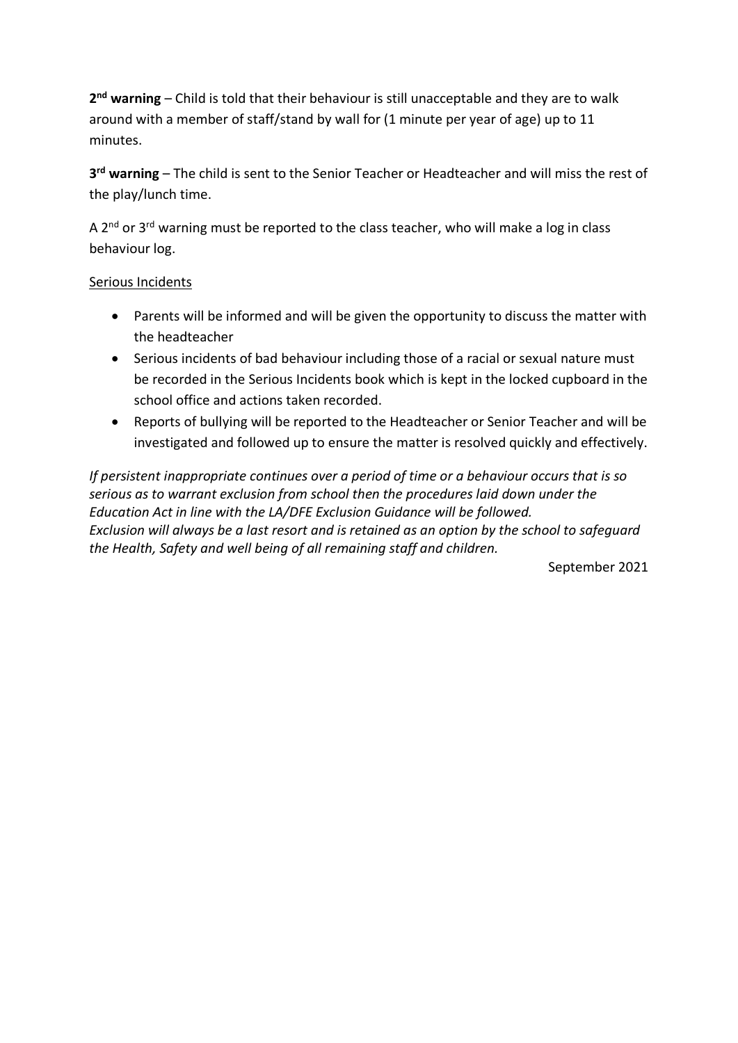**2nd warning** – Child is told that their behaviour is still unacceptable and they are to walk around with a member of staff/stand by wall for (1 minute per year of age) up to 11 minutes.

**3rd warning** – The child is sent to the Senior Teacher or Headteacher and will miss the rest of the play/lunch time.

A 2nd or 3rd warning must be reported to the class teacher, who will make a log in class behaviour log.

<u>Serious Incidents</u>

- Parents will be informed and will be given the opportunity to discuss the matter with the headteacher
- Serious incidents of bad behaviour including those of a racial or sexual nature must be recorded in the Serious Incidents book which is kept in the locked cupboard in the school office and actions taken recorded.
- Reports of bullying will be reported to the Headteacher or Senior Teacher and will be investigated and followed up to ensure the matter is resolved quickly and effectively.

*If persistent inappropriate continues over a period of time or a behaviour occurs that is so serious as to warrant exclusion from school then the procedures laid down under the Education Act in line with the LA/DFE Exclusion Guidance will be followed.*
*Exclusion will always be a last resort and is retained as an option by the school to safeguard the Health, Safety and well being of all remaining staff and children.*

September 2021